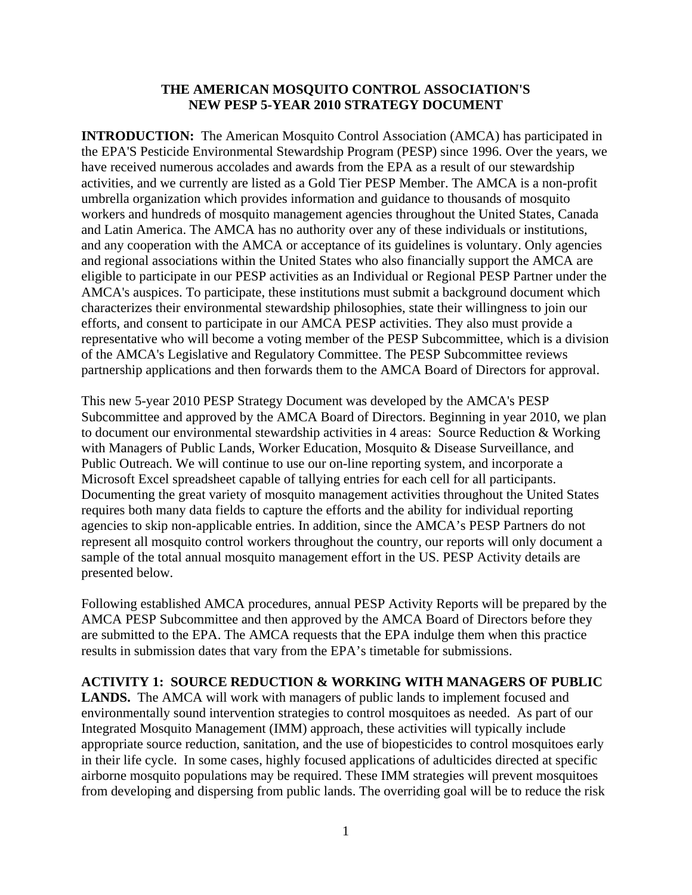# THE AMERICAN MOSQUITO CONTROL ASSOCIATION'S NEW PESP 5-YEAR 2010 STRATEGY DOCUMENT

**INTRODUCTION:** The American Mosquito Control Association (AMCA) has participated in the EPA'S Pesticide Environmental Stewardship Program (PESP) since 1996. Over the years, we have received numerous accolades and awards from the EPA as a result of our stewardship activities, and we currently are listed as a Gold Tier PESP Member. The AMCA is a non-profit umbrella organization which provides information and guidance to thousands of mosquito workers and hundreds of mosquito management agencies throughout the United States, Canada and Latin America. The AMCA has no authority over any of these individuals or institutions, and any cooperation with the AMCA or acceptance of its guidelines is voluntary. Only agencies and regional associations within the United States who also financially support the AMCA are eligible to participate in our PESP activities as an Individual or Regional PESP Partner under the AMCA's auspices. To participate, these institutions must submit a background document which characterizes their environmental stewardship philosophies, state their willingness to join our efforts, and consent to participate in our AMCA PESP activities. They also must provide a representative who will become a voting member of the PESP Subcommittee, which is a division of the AMCA's Legislative and Regulatory Committee. The PESP Subcommittee reviews partnership applications and then forwards them to the AMCA Board of Directors for approval.

This new 5-year 2010 PESP Strategy Document was developed by the AMCA's PESP Subcommittee and approved by the AMCA Board of Directors. Beginning in year 2010, we plan to document our environmental stewardship activities in 4 areas: Source Reduction & Working with Managers of Public Lands, Worker Education, Mosquito & Disease Surveillance, and Public Outreach. We will continue to use our on-line reporting system, and incorporate a Microsoft Excel spreadsheet capable of tallying entries for each cell for all participants. Documenting the great variety of mosquito management activities throughout the United States requires both many data fields to capture the efforts and the ability for individual reporting agencies to skip non-applicable entries. In addition, since the AMCA's PESP Partners do not represent all mosquito control workers throughout the country, our reports will only document a sample of the total annual mosquito management effort in the US. PESP Activity details are presented below.

Following established AMCA procedures, annual PESP Activity Reports will be prepared by the AMCA PESP Subcommittee and then approved by the AMCA Board of Directors before they are submitted to the EPA. The AMCA requests that the EPA indulge them when this practice results in submission dates that vary from the EPA's timetable for submissions.

**ACTIVITY 1: SOURCE REDUCTION & WORKING WITH MANAGERS OF PUBLIC LANDS.** The AMCA will work with managers of public lands to implement focused and environmentally sound intervention strategies to control mosquitoes as needed. As part of our Integrated Mosquito Management (IMM) approach, these activities will typically include appropriate source reduction, sanitation, and the use of biopesticides to control mosquitoes early in their life cycle. In some cases, highly focused applications of adulticides directed at specific airborne mosquito populations may be required. These IMM strategies will prevent mosquitoes from developing and dispersing from public lands. The overriding goal will be to reduce the risk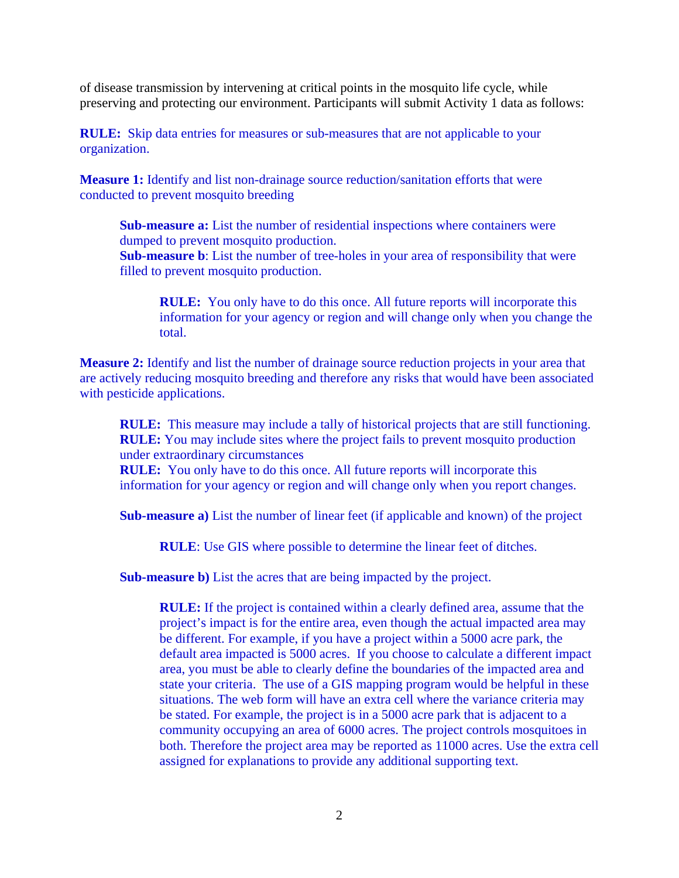of disease transmission by intervening at critical points in the mosquito life cycle, while preserving and protecting our environment. Participants will submit Activity 1 data as follows:

**RULE:** Skip data entries for measures or sub-measures that are not applicable to your organization.

**Measure 1:** Identify and list non-drainage source reduction/sanitation efforts that were conducted to prevent mosquito breeding

> **Sub-measure a:** List the number of residential inspections where containers were dumped to prevent mosquito production.
> **Sub-measure b**: List the number of tree-holes in your area of responsibility that were filled to prevent mosquito production.
>
> > **RULE:** You only have to do this once. All future reports will incorporate this information for your agency or region and will change only when you change the total.

**Measure 2:** Identify and list the number of drainage source reduction projects in your area that are actively reducing mosquito breeding and therefore any risks that would have been associated with pesticide applications.

> **RULE:** This measure may include a tally of historical projects that are still functioning.
> **RULE:** You may include sites where the project fails to prevent mosquito production under extraordinary circumstances
> **RULE:** You only have to do this once. All future reports will incorporate this information for your agency or region and will change only when you report changes.
>
> **Sub-measure a)** List the number of linear feet (if applicable and known) of the project
>
> > **RULE**: Use GIS where possible to determine the linear feet of ditches.
>
> **Sub-measure b)** List the acres that are being impacted by the project.
>
> > **RULE:** If the project is contained within a clearly defined area, assume that the project's impact is for the entire area, even though the actual impacted area may be different. For example, if you have a project within a 5000 acre park, the default area impacted is 5000 acres. If you choose to calculate a different impact area, you must be able to clearly define the boundaries of the impacted area and state your criteria. The use of a GIS mapping program would be helpful in these situations. The web form will have an extra cell where the variance criteria may be stated. For example, the project is in a 5000 acre park that is adjacent to a community occupying an area of 6000 acres. The project controls mosquitoes in both. Therefore the project area may be reported as 11000 acres. Use the extra cell assigned for explanations to provide any additional supporting text.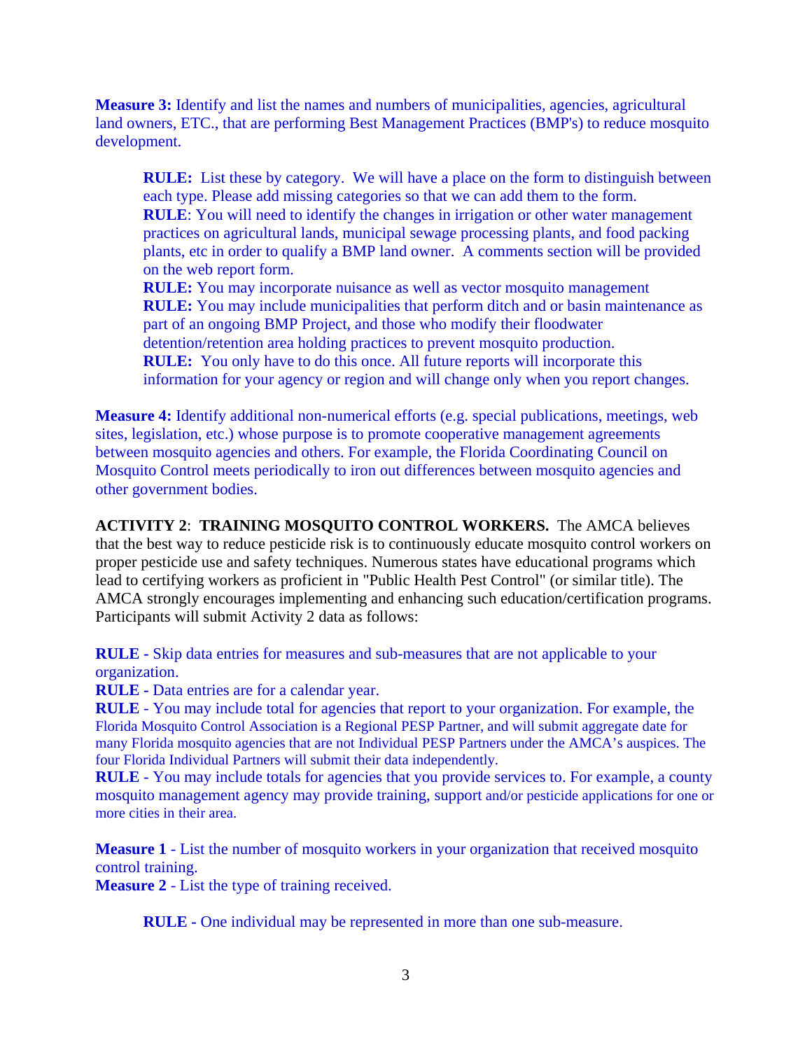**Measure 3:** Identify and list the names and numbers of municipalities, agencies, agricultural land owners, ETC., that are performing Best Management Practices (BMP's) to reduce mosquito development.

> **RULE:** List these by category. We will have a place on the form to distinguish between each type. Please add missing categories so that we can add them to the form.
> **RULE**: You will need to identify the changes in irrigation or other water management practices on agricultural lands, municipal sewage processing plants, and food packing plants, etc in order to qualify a BMP land owner. A comments section will be provided on the web report form.
> **RULE:** You may incorporate nuisance as well as vector mosquito management
> **RULE:** You may include municipalities that perform ditch and or basin maintenance as part of an ongoing BMP Project, and those who modify their floodwater detention/retention area holding practices to prevent mosquito production.
> **RULE:** You only have to do this once. All future reports will incorporate this information for your agency or region and will change only when you report changes.

**Measure 4:** Identify additional non-numerical efforts (e.g. special publications, meetings, web sites, legislation, etc.) whose purpose is to promote cooperative management agreements between mosquito agencies and others. For example, the Florida Coordinating Council on Mosquito Control meets periodically to iron out differences between mosquito agencies and other government bodies.

**ACTIVITY 2**: **TRAINING MOSQUITO CONTROL WORKERS.** The AMCA believes that the best way to reduce pesticide risk is to continuously educate mosquito control workers on proper pesticide use and safety techniques. Numerous states have educational programs which lead to certifying workers as proficient in "Public Health Pest Control" (or similar title). The AMCA strongly encourages implementing and enhancing such education/certification programs. Participants will submit Activity 2 data as follows:

**RULE -** Skip data entries for measures and sub-measures that are not applicable to your organization.
**RULE -** Data entries are for a calendar year.
**RULE** - You may include total for agencies that report to your organization. For example, the Florida Mosquito Control Association is a Regional PESP Partner, and will submit aggregate date for many Florida mosquito agencies that are not Individual PESP Partners under the AMCA's auspices. The four Florida Individual Partners will submit their data independently.
**RULE** - You may include totals for agencies that you provide services to. For example, a county mosquito management agency may provide training, support and/or pesticide applications for one or more cities in their area.

**Measure 1** - List the number of mosquito workers in your organization that received mosquito control training.
**Measure 2** - List the type of training received.

> **RULE -** One individual may be represented in more than one sub-measure.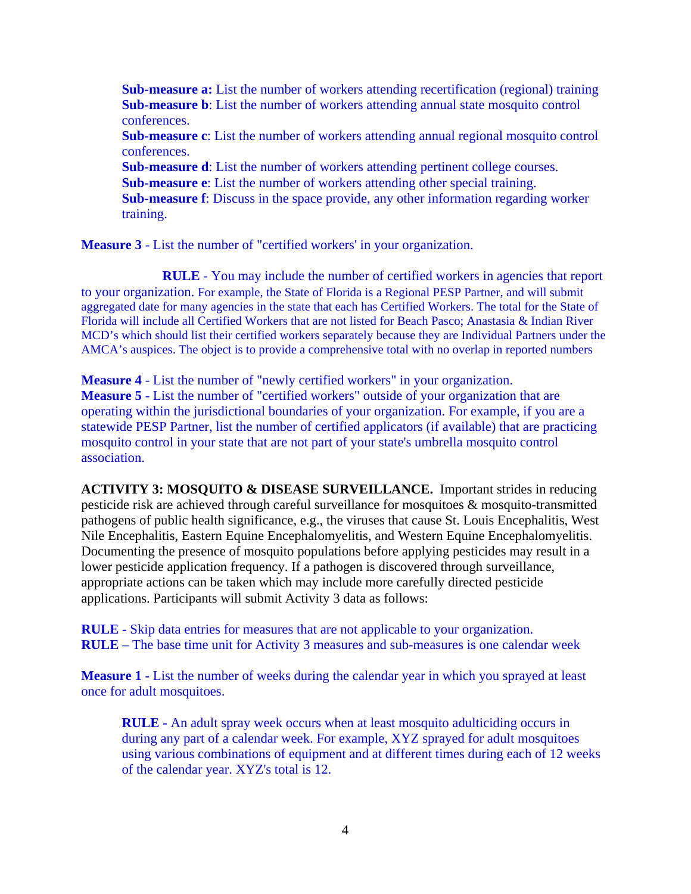**Sub-measure a:** List the number of workers attending recertification (regional) training
**Sub-measure b**: List the number of workers attending annual state mosquito control conferences.
**Sub-measure c**: List the number of workers attending annual regional mosquito control conferences.
**Sub-measure d**: List the number of workers attending pertinent college courses.
**Sub-measure e**: List the number of workers attending other special training.
**Sub-measure f**: Discuss in the space provide, any other information regarding worker training.

**Measure 3** - List the number of "certified workers' in your organization.

**RULE** - You may include the number of certified workers in agencies that report to your organization. For example, the State of Florida is a Regional PESP Partner, and will submit aggregated date for many agencies in the state that each has Certified Workers. The total for the State of Florida will include all Certified Workers that are not listed for Beach Pasco; Anastasia & Indian River MCD's which should list their certified workers separately because they are Individual Partners under the AMCA's auspices. The object is to provide a comprehensive total with no overlap in reported numbers

**Measure 4** - List the number of "newly certified workers" in your organization.
**Measure 5** - List the number of "certified workers" outside of your organization that are operating within the jurisdictional boundaries of your organization. For example, if you are a statewide PESP Partner, list the number of certified applicators (if available) that are practicing mosquito control in your state that are not part of your state's umbrella mosquito control association.

**ACTIVITY 3: MOSQUITO & DISEASE SURVEILLANCE.** Important strides in reducing pesticide risk are achieved through careful surveillance for mosquitoes & mosquito-transmitted pathogens of public health significance, e.g., the viruses that cause St. Louis Encephalitis, West Nile Encephalitis, Eastern Equine Encephalomyelitis, and Western Equine Encephalomyelitis. Documenting the presence of mosquito populations before applying pesticides may result in a lower pesticide application frequency. If a pathogen is discovered through surveillance, appropriate actions can be taken which may include more carefully directed pesticide applications. Participants will submit Activity 3 data as follows:

**RULE -** Skip data entries for measures that are not applicable to your organization.
**RULE** – The base time unit for Activity 3 measures and sub-measures is one calendar week

**Measure 1 -** List the number of weeks during the calendar year in which you sprayed at least once for adult mosquitoes.

**RULE -** An adult spray week occurs when at least mosquito adulticiding occurs in during any part of a calendar week. For example, XYZ sprayed for adult mosquitoes using various combinations of equipment and at different times during each of 12 weeks of the calendar year. XYZ's total is 12.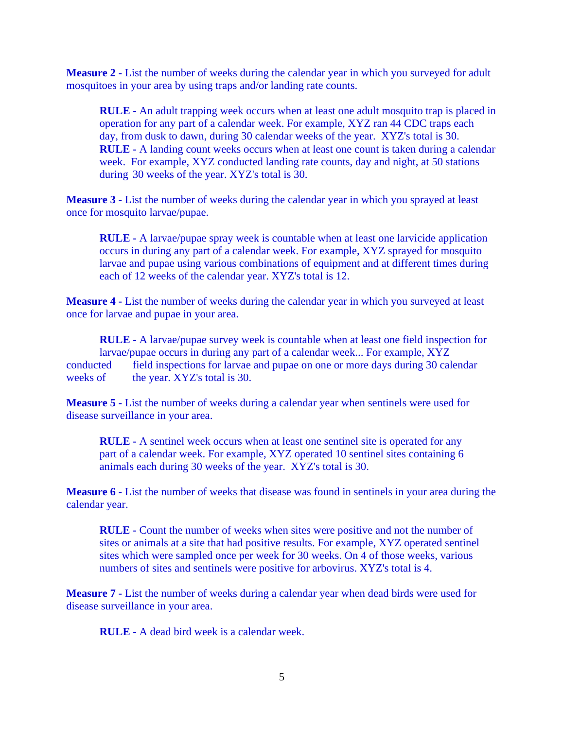**Measure 2 -** List the number of weeks during the calendar year in which you surveyed for adult mosquitoes in your area by using traps and/or landing rate counts.

> **RULE -** An adult trapping week occurs when at least one adult mosquito trap is placed in operation for any part of a calendar week. For example, XYZ ran 44 CDC traps each day, from dusk to dawn, during 30 calendar weeks of the year. XYZ's total is 30.
> **RULE -** A landing count weeks occurs when at least one count is taken during a calendar week. For example, XYZ conducted landing rate counts, day and night, at 50 stations during 30 weeks of the year. XYZ's total is 30.

**Measure 3 -** List the number of weeks during the calendar year in which you sprayed at least once for mosquito larvae/pupae.

> **RULE -** A larvae/pupae spray week is countable when at least one larvicide application occurs in during any part of a calendar week. For example, XYZ sprayed for mosquito larvae and pupae using various combinations of equipment and at different times during each of 12 weeks of the calendar year. XYZ's total is 12.

**Measure 4 -** List the number of weeks during the calendar year in which you surveyed at least once for larvae and pupae in your area.

> **RULE -** A larvae/pupae survey week is countable when at least one field inspection for larvae/pupae occurs in during any part of a calendar week... For example, XYZ conducted field inspections for larvae and pupae on one or more days during 30 calendar weeks of the year. XYZ's total is 30.

**Measure 5 -** List the number of weeks during a calendar year when sentinels were used for disease surveillance in your area.

> **RULE -** A sentinel week occurs when at least one sentinel site is operated for any part of a calendar week. For example, XYZ operated 10 sentinel sites containing 6 animals each during 30 weeks of the year. XYZ's total is 30.

**Measure 6 -** List the number of weeks that disease was found in sentinels in your area during the calendar year.

> **RULE -** Count the number of weeks when sites were positive and not the number of sites or animals at a site that had positive results. For example, XYZ operated sentinel sites which were sampled once per week for 30 weeks. On 4 of those weeks, various numbers of sites and sentinels were positive for arbovirus. XYZ's total is 4.

**Measure 7 -** List the number of weeks during a calendar year when dead birds were used for disease surveillance in your area.

> **RULE -** A dead bird week is a calendar week.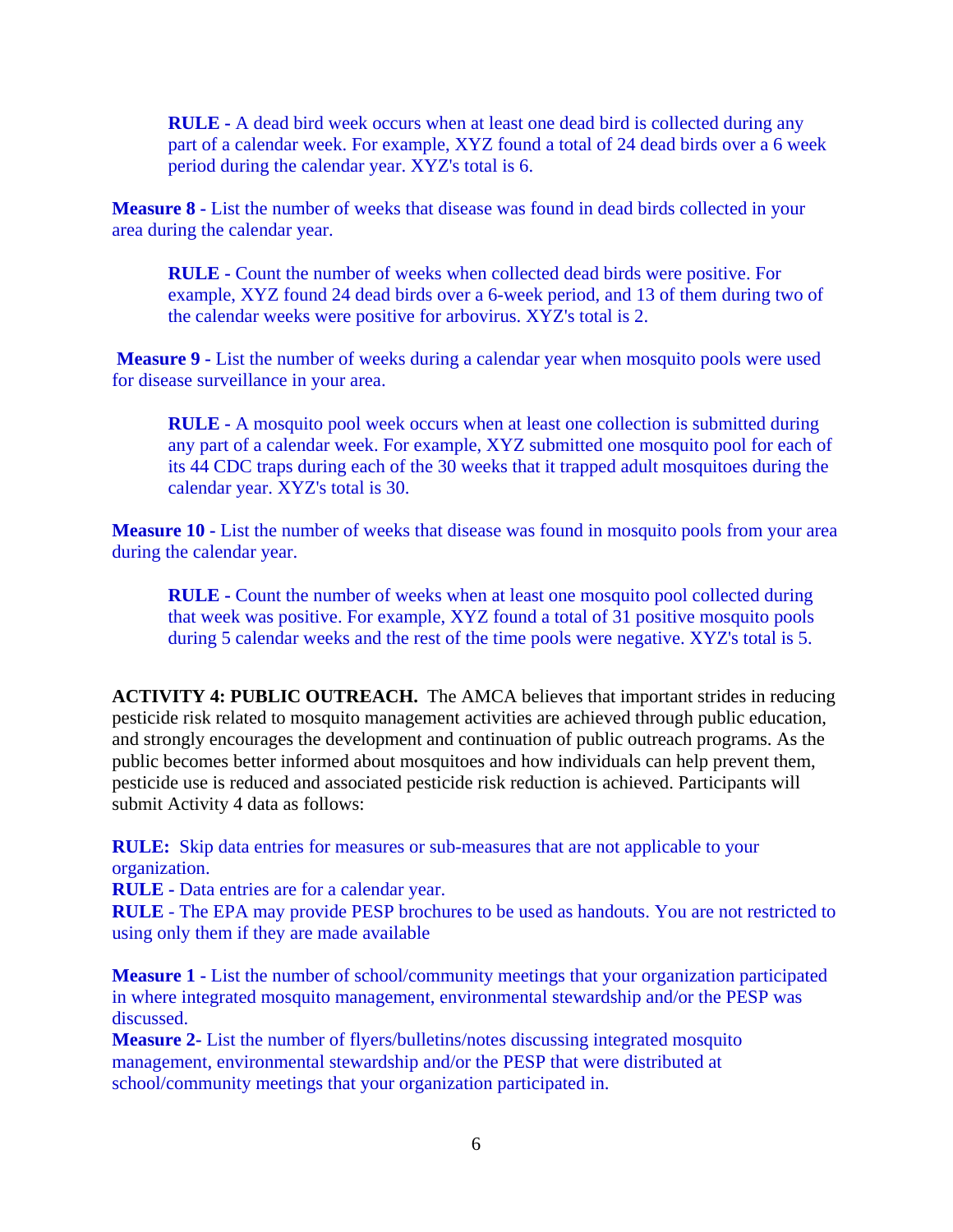> **RULE -** A dead bird week occurs when at least one dead bird is collected during any part of a calendar week. For example, XYZ found a total of 24 dead birds over a 6 week period during the calendar year. XYZ's total is 6.

**Measure 8 -** List the number of weeks that disease was found in dead birds collected in your area during the calendar year.

> **RULE -** Count the number of weeks when collected dead birds were positive. For example, XYZ found 24 dead birds over a 6-week period, and 13 of them during two of the calendar weeks were positive for arbovirus. XYZ's total is 2.

**Measure 9 -** List the number of weeks during a calendar year when mosquito pools were used for disease surveillance in your area.

> **RULE -** A mosquito pool week occurs when at least one collection is submitted during any part of a calendar week. For example, XYZ submitted one mosquito pool for each of its 44 CDC traps during each of the 30 weeks that it trapped adult mosquitoes during the calendar year. XYZ's total is 30.

**Measure 10 -** List the number of weeks that disease was found in mosquito pools from your area during the calendar year.

> **RULE -** Count the number of weeks when at least one mosquito pool collected during that week was positive. For example, XYZ found a total of 31 positive mosquito pools during 5 calendar weeks and the rest of the time pools were negative. XYZ's total is 5.

**ACTIVITY 4: PUBLIC OUTREACH.** The AMCA believes that important strides in reducing pesticide risk related to mosquito management activities are achieved through public education, and strongly encourages the development and continuation of public outreach programs. As the public becomes better informed about mosquitoes and how individuals can help prevent them, pesticide use is reduced and associated pesticide risk reduction is achieved. Participants will submit Activity 4 data as follows:

**RULE:** Skip data entries for measures or sub-measures that are not applicable to your organization.
**RULE -** Data entries are for a calendar year.
**RULE -** The EPA may provide PESP brochures to be used as handouts. You are not restricted to using only them if they are made available

**Measure 1 -** List the number of school/community meetings that your organization participated in where integrated mosquito management, environmental stewardship and/or the PESP was discussed.
**Measure 2-** List the number of flyers/bulletins/notes discussing integrated mosquito management, environmental stewardship and/or the PESP that were distributed at school/community meetings that your organization participated in.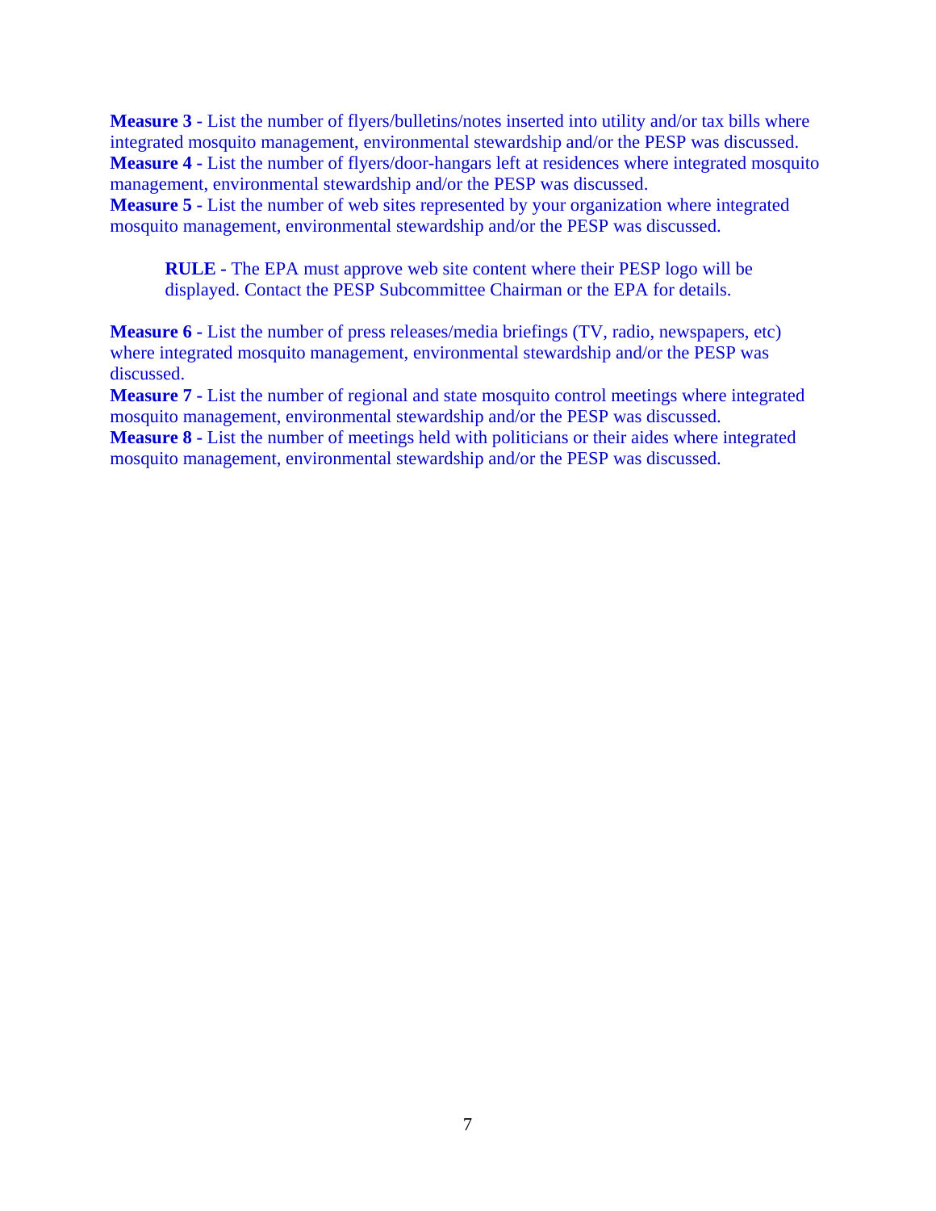**Measure 3 -** List the number of flyers/bulletins/notes inserted into utility and/or tax bills where integrated mosquito management, environmental stewardship and/or the PESP was discussed.
**Measure 4 -** List the number of flyers/door-hangars left at residences where integrated mosquito management, environmental stewardship and/or the PESP was discussed.
**Measure 5 -** List the number of web sites represented by your organization where integrated mosquito management, environmental stewardship and/or the PESP was discussed.

> **RULE -** The EPA must approve web site content where their PESP logo will be displayed. Contact the PESP Subcommittee Chairman or the EPA for details.

**Measure 6 -** List the number of press releases/media briefings (TV, radio, newspapers, etc) where integrated mosquito management, environmental stewardship and/or the PESP was discussed.
**Measure 7 -** List the number of regional and state mosquito control meetings where integrated mosquito management, environmental stewardship and/or the PESP was discussed.
**Measure 8 -** List the number of meetings held with politicians or their aides where integrated mosquito management, environmental stewardship and/or the PESP was discussed.